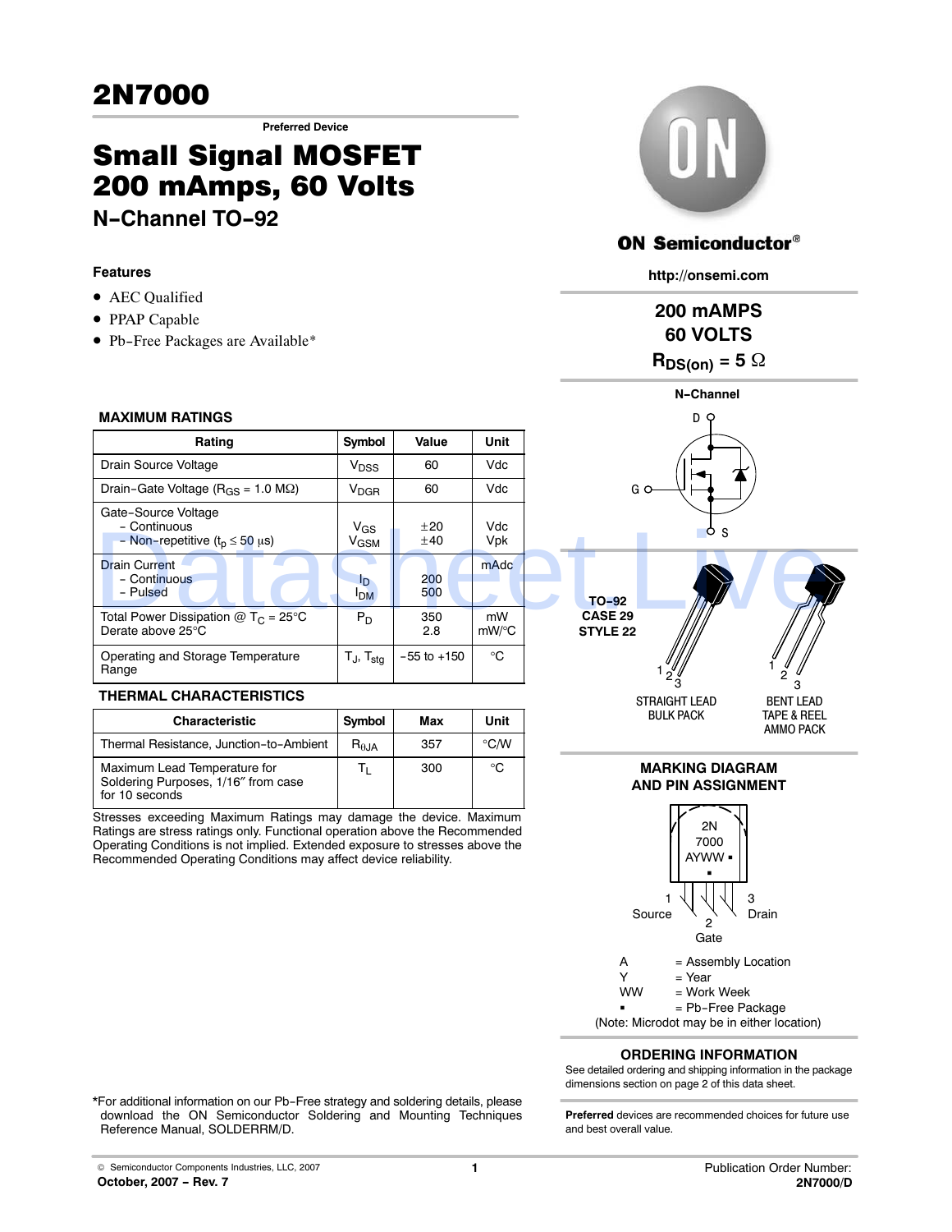# 2N7000

Preferred Device

# Small Signal MOSFET 200 mAmps, 60 Volts

## N–Channel TO–92

### Features

- AEC Qualified
- PPAP Capable
- Pb–Free Packages are Available*

ON Semiconductor®

http://onsemi.com

**200 mAMPS**
**60 VOLTS**
**$R_{DS(on)}$ = 5 Ω**

N–Channel

D
G
S

### MAXIMUM RATINGS

| Rating | Symbol | Value | Unit |
|---|---|---|---|
| Drain Source Voltage | $V_{DSS}$ | 60 | Vdc |
| Drain–Gate Voltage ($R_{GS}$ = 1.0 MΩ) | $V_{DGR}$ | 60 | Vdc |
| Gate–Source Voltage<br>– Continuous<br>– Non–repetitive ($t_p \leq$ 50 μs) | <br>$V_{GS}$<br>$V_{GSM}$ | <br>±20<br>±40 | <br>Vdc<br>Vpk |
| Drain Current<br>– Continuous<br>– Pulsed | <br>$I_D$<br>$I_{DM}$ | <br>200<br>500 | mAdc |
| Total Power Dissipation @ $T_C$ = 25°C<br>Derate above 25°C | $P_D$ | 350<br>2.8 | mW<br>mW/°C |
| Operating and Storage Temperature Range | $T_J$, $T_{stg}$ | −55 to +150 | °C |

### THERMAL CHARACTERISTICS

| Characteristic | Symbol | Max | Unit |
|---|---|---|---|
| Thermal Resistance, Junction–to–Ambient | $R_{\theta JA}$ | 357 | °C/W |
| Maximum Lead Temperature for Soldering Purposes, 1/16″ from case for 10 seconds | $T_L$ | 300 | °C |

Stresses exceeding Maximum Ratings may damage the device. Maximum Ratings are stress ratings only. Functional operation above the Recommended Operating Conditions is not implied. Extended exposure to stresses above the Recommended Operating Conditions may affect device reliability.

TO–92
CASE 29
STYLE 22

1 2 3
STRAIGHT LEAD
BULK PACK

1 2 3
BENT LEAD
TAPE & REEL
AMMO PACK

### MARKING DIAGRAM AND PIN ASSIGNMENT

2N
7000
AYWW ▪
▪

1 Source
2 Gate
3 Drain

A = Assembly Location
Y = Year
WW = Work Week
▪ = Pb–Free Package
(Note: Microdot may be in either location)

### ORDERING INFORMATION

See detailed ordering and shipping information in the package dimensions section on page 2 of this data sheet.

**Preferred** devices are recommended choices for future use and best overall value.

*For additional information on our Pb–Free strategy and soldering details, please download the ON Semiconductor Soldering and Mounting Techniques Reference Manual, SOLDERRM/D.

© Semiconductor Components Industries, LLC, 2007
October, 2007 − Rev. 7

Publication Order Number:
2N7000/D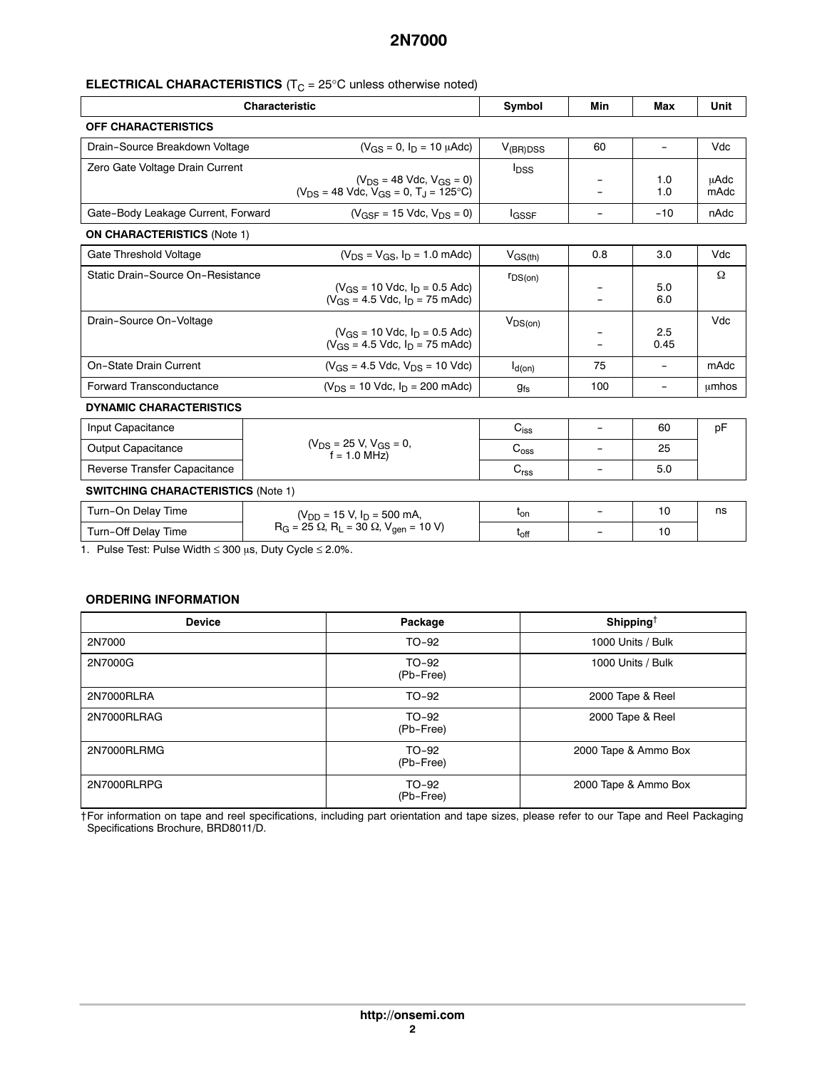**ELECTRICAL CHARACTERISTICS** ($T_C$ = 25°C unless otherwise noted)

| Characteristic | | Symbol | Min | Max | Unit |
|---|---|---|---|---|---|
| **OFF CHARACTERISTICS** | | | | | |
| Drain−Source Breakdown Voltage | ($V_{GS}$ = 0, $I_D$ = 10 μAdc) | $V_{(BR)DSS}$ | 60 | − | Vdc |
| Zero Gate Voltage Drain Current | ($V_{DS}$ = 48 Vdc, $V_{GS}$ = 0)<br>($V_{DS}$ = 48 Vdc, $V_{GS}$ = 0, $T_J$ = 125°C) | $I_{DSS}$ | −<br>− | 1.0<br>1.0 | μAdc<br>mAdc |
| Gate−Body Leakage Current, Forward | ($V_{GSF}$ = 15 Vdc, $V_{DS}$ = 0) | $I_{GSSF}$ | − | −10 | nAdc |
| **ON CHARACTERISTICS** (Note 1) | | | | | |
| Gate Threshold Voltage | ($V_{DS}$ = $V_{GS}$, $I_D$ = 1.0 mAdc) | $V_{GS(th)}$ | 0.8 | 3.0 | Vdc |
| Static Drain−Source On−Resistance | ($V_{GS}$ = 10 Vdc, $I_D$ = 0.5 Adc)<br>($V_{GS}$ = 4.5 Vdc, $I_D$ = 75 mAdc) | $r_{DS(on)}$ | −<br>− | 5.0<br>6.0 | Ω |
| Drain−Source On−Voltage | ($V_{GS}$ = 10 Vdc, $I_D$ = 0.5 Adc)<br>($V_{GS}$ = 4.5 Vdc, $I_D$ = 75 mAdc) | $V_{DS(on)}$ | −<br>− | 2.5<br>0.45 | Vdc |
| On−State Drain Current | ($V_{GS}$ = 4.5 Vdc, $V_{DS}$ = 10 Vdc) | $I_{d(on)}$ | 75 | − | mAdc |
| Forward Transconductance | ($V_{DS}$ = 10 Vdc, $I_D$ = 200 mAdc) | $g_{fs}$ | 100 | − | μmhos |
| **DYNAMIC CHARACTERISTICS** | | | | | |
| Input Capacitance | ($V_{DS}$ = 25 V, $V_{GS}$ = 0, f = 1.0 MHz) | $C_{iss}$ | − | 60 | pF |
| Output Capacitance | | $C_{oss}$ | − | 25 | |
| Reverse Transfer Capacitance | | $C_{rss}$ | − | 5.0 | |
| **SWITCHING CHARACTERISTICS** (Note 1) | | | | | |
| Turn−On Delay Time | ($V_{DD}$ = 15 V, $I_D$ = 500 mA, $R_G$ = 25 Ω, $R_L$ = 30 Ω, $V_{gen}$ = 10 V) | $t_{on}$ | − | 10 | ns |
| Turn−Off Delay Time | | $t_{off}$ | − | 10 | |

1. Pulse Test: Pulse Width ≤ 300 μs, Duty Cycle ≤ 2.0%.

**ORDERING INFORMATION**

| Device | Package | Shipping† |
|---|---|---|
| 2N7000 | TO−92 | 1000 Units / Bulk |
| 2N7000G | TO−92<br>(Pb−Free) | 1000 Units / Bulk |
| 2N7000RLRA | TO−92 | 2000 Tape & Reel |
| 2N7000RLRAG | TO−92<br>(Pb−Free) | 2000 Tape & Reel |
| 2N7000RLRMG | TO−92<br>(Pb−Free) | 2000 Tape & Ammo Box |
| 2N7000RLRPG | TO−92<br>(Pb−Free) | 2000 Tape & Ammo Box |

†For information on tape and reel specifications, including part orientation and tape sizes, please refer to our Tape and Reel Packaging Specifications Brochure, BRD8011/D.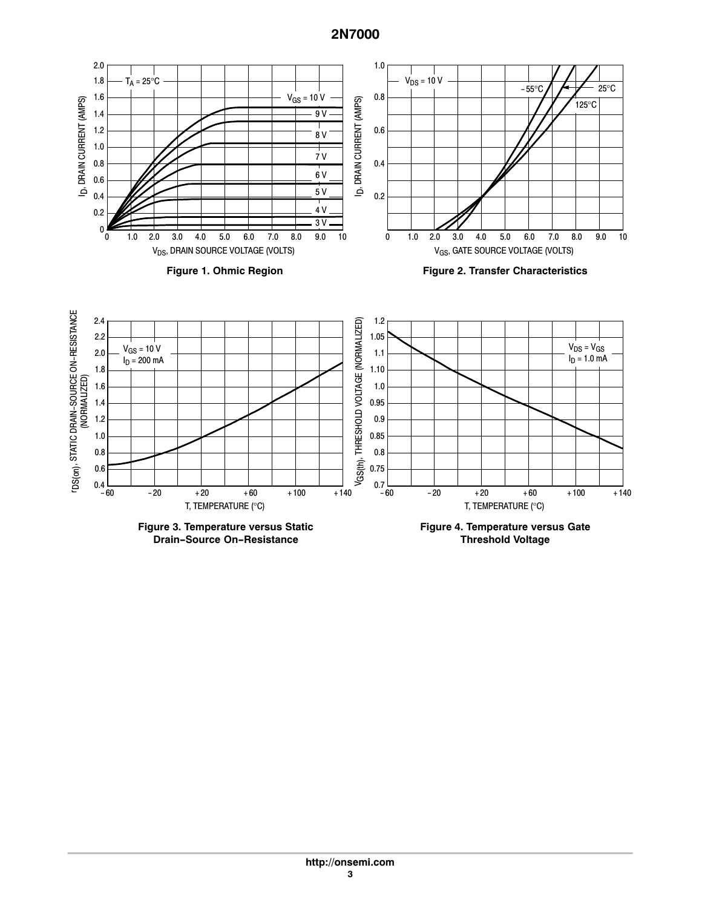Figure 1 chart text:

$T_A$ = 25°C

$V_{GS}$ = 10 V

9 V

8 V

7 V

6 V

5 V

4 V

3 V

$I_D$, DRAIN CURRENT (AMPS)

0, 0.2, 0.4, 0.6, 0.8, 1.0, 1.2, 1.4, 1.6, 1.8, 2.0

0, 1.0, 2.0, 3.0, 4.0, 5.0, 6.0, 7.0, 8.0, 9.0, 10

$V_{DS}$, DRAIN SOURCE VOLTAGE (VOLTS)

**Figure 1. Ohmic Region**

Figure 2 chart text:

$V_{DS}$ = 10 V

− 55°C

25°C

125°C

$I_D$, DRAIN CURRENT (AMPS)

0.2, 0.4, 0.6, 0.8, 1.0

0, 1.0, 2.0, 3.0, 4.0, 5.0, 6.0, 7.0, 8.0, 9.0, 10

$V_{GS}$, GATE SOURCE VOLTAGE (VOLTS)

**Figure 2. Transfer Characteristics**

Figure 3 chart text:

$V_{GS}$ = 10 V

$I_D$ = 200 mA

$r_{DS(on)}$, STATIC DRAIN−SOURCE ON−RESISTANCE (NORMALIZED)

0.4, 0.6, 0.8, 1.0, 1.2, 1.4, 1.6, 1.8, 2.0, 2.2, 2.4

− 60, − 20, + 20, + 60, + 100, + 140

T, TEMPERATURE (°C)

**Figure 3. Temperature versus Static Drain−Source On−Resistance**

Figure 4 chart text:

$V_{DS}$ = $V_{GS}$

$I_D$ = 1.0 mA

$V_{GS(th)}$, THRESHOLD VOLTAGE (NORMALIZED)

0.7, 0.75, 0.8, 0.85, 0.9, 0.95, 1.0, 1.10, 1.1, 1.05, 1.2

− 60, − 20, + 20, + 60, + 100, + 140

T, TEMPERATURE (°C)

**Figure 4. Temperature versus Gate Threshold Voltage**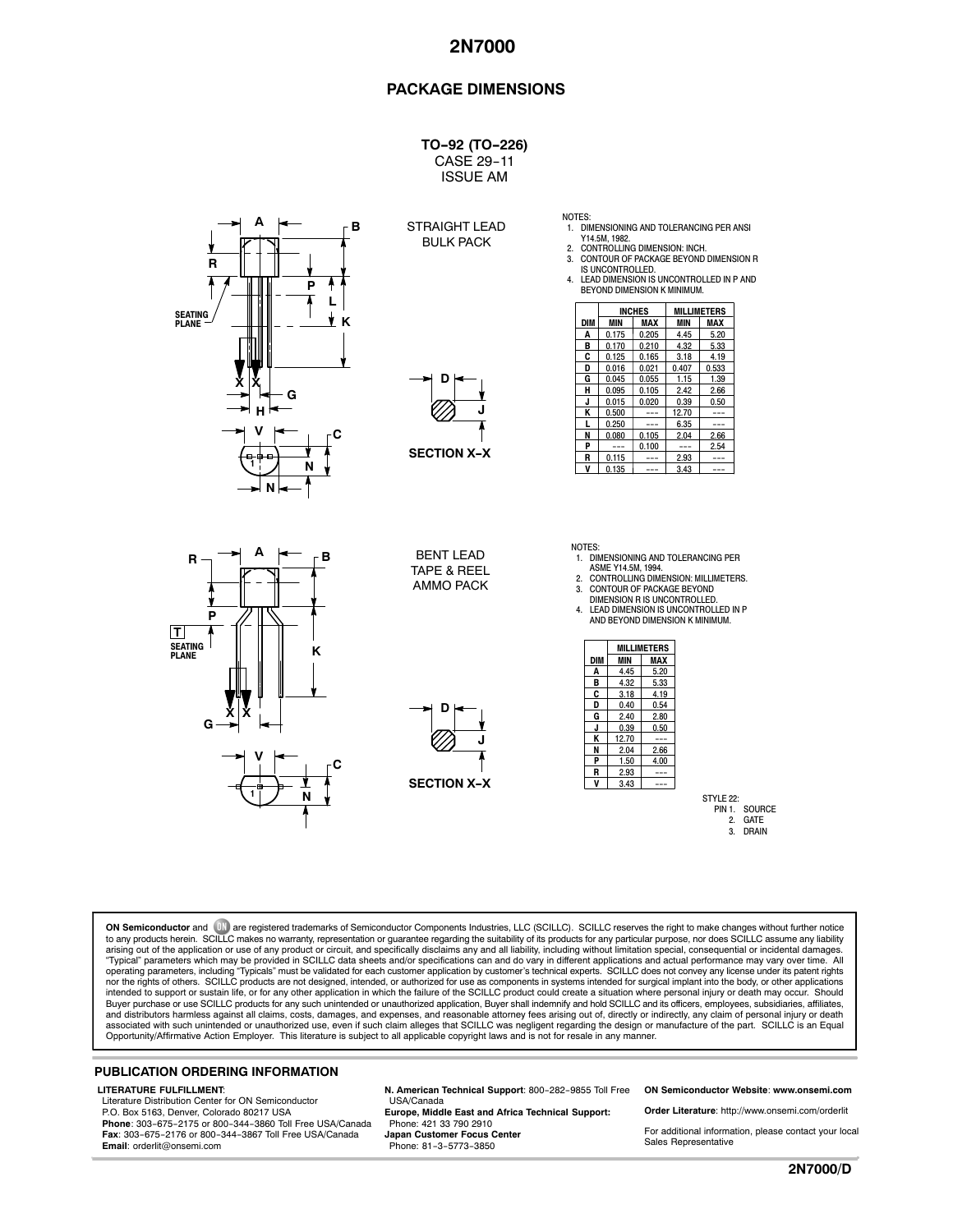## PACKAGE DIMENSIONS

**TO–92 (TO–226)**
CASE 29–11
ISSUE AM

STRAIGHT LEAD
BULK PACK

SECTION X–X

NOTES:
1. DIMENSIONING AND TOLERANCING PER ANSI Y14.5M, 1982.
2. CONTROLLING DIMENSION: INCH.
3. CONTOUR OF PACKAGE BEYOND DIMENSION R IS UNCONTROLLED.
4. LEAD DIMENSION IS UNCONTROLLED IN P AND BEYOND DIMENSION K MINIMUM.

| DIM | INCHES | | MILLIMETERS | |
|---|---|---|---|---|
| | MIN | MAX | MIN | MAX |
| A | 0.175 | 0.205 | 4.45 | 5.20 |
| B | 0.170 | 0.210 | 4.32 | 5.33 |
| C | 0.125 | 0.165 | 3.18 | 4.19 |
| D | 0.016 | 0.021 | 0.407 | 0.533 |
| G | 0.045 | 0.055 | 1.15 | 1.39 |
| H | 0.095 | 0.105 | 2.42 | 2.66 |
| J | 0.015 | 0.020 | 0.39 | 0.50 |
| K | 0.500 | --- | 12.70 | --- |
| L | 0.250 | --- | 6.35 | --- |
| N | 0.080 | 0.105 | 2.04 | 2.66 |
| P | --- | 0.100 | --- | 2.54 |
| R | 0.115 | --- | 2.93 | --- |
| V | 0.135 | --- | 3.43 | --- |

BENT LEAD
TAPE & REEL
AMMO PACK

SECTION X–X

NOTES:
1. DIMENSIONING AND TOLERANCING PER ASME Y14.5M, 1994.
2. CONTROLLING DIMENSION: MILLIMETERS.
3. CONTOUR OF PACKAGE BEYOND DIMENSION R IS UNCONTROLLED.
4. LEAD DIMENSION IS UNCONTROLLED IN P AND BEYOND DIMENSION K MINIMUM.

| DIM | MILLIMETERS | |
|---|---|---|
| | MIN | MAX |
| A | 4.45 | 5.20 |
| B | 4.32 | 5.33 |
| C | 3.18 | 4.19 |
| D | 0.40 | 0.54 |
| G | 2.40 | 2.80 |
| J | 0.39 | 0.50 |
| K | 12.70 | --- |
| N | 2.04 | 2.66 |
| P | 1.50 | 4.00 |
| R | 2.93 | --- |
| V | 3.43 | --- |

STYLE 22:
PIN 1. SOURCE
2. GATE
3. DRAIN

**ON Semiconductor** and ON are registered trademarks of Semiconductor Components Industries, LLC (SCILLC). SCILLC reserves the right to make changes without further notice to any products herein. SCILLC makes no warranty, representation or guarantee regarding the suitability of its products for any particular purpose, nor does SCILLC assume any liability arising out of the application or use of any product or circuit, and specifically disclaims any and all liability, including without limitation special, consequential or incidental damages. "Typical" parameters which may be provided in SCILLC data sheets and/or specifications can and do vary in different applications and actual performance may vary over time. All operating parameters, including "Typicals" must be validated for each customer application by customer's technical experts. SCILLC does not convey any license under its patent rights nor the rights of others. SCILLC products are not designed, intended, or authorized for use as components in systems intended for surgical implant into the body, or other applications intended to support or sustain life, or for any other application in which the failure of the SCILLC product could create a situation where personal injury or death may occur. Should Buyer purchase or use SCILLC products for any such unintended or unauthorized application, Buyer shall indemnify and hold SCILLC and its officers, employees, subsidiaries, affiliates, and distributors harmless against all claims, costs, damages, and expenses, and reasonable attorney fees arising out of, directly or indirectly, any claim of personal injury or death associated with such unintended or unauthorized use, even if such claim alleges that SCILLC was negligent regarding the design or manufacture of the part. SCILLC is an Equal Opportunity/Affirmative Action Employer. This literature is subject to all applicable copyright laws and is not for resale in any manner.

### PUBLICATION ORDERING INFORMATION

**LITERATURE FULFILLMENT**:
Literature Distribution Center for ON Semiconductor
P.O. Box 5163, Denver, Colorado 80217 USA
**Phone**: 303–675–2175 or 800–344–3860 Toll Free USA/Canada
**Fax**: 303–675–2176 or 800–344–3867 Toll Free USA/Canada
**Email**: orderlit@onsemi.com

**N. American Technical Support**: 800–282–9855 Toll Free USA/Canada
**Europe, Middle East and Africa Technical Support:**
Phone: 421 33 790 2910
**Japan Customer Focus Center**
Phone: 81–3–5773–3850

**ON Semiconductor Website**: **www.onsemi.com**

**Order Literature**: http://www.onsemi.com/orderlit

For additional information, please contact your local Sales Representative

**2N7000/D**